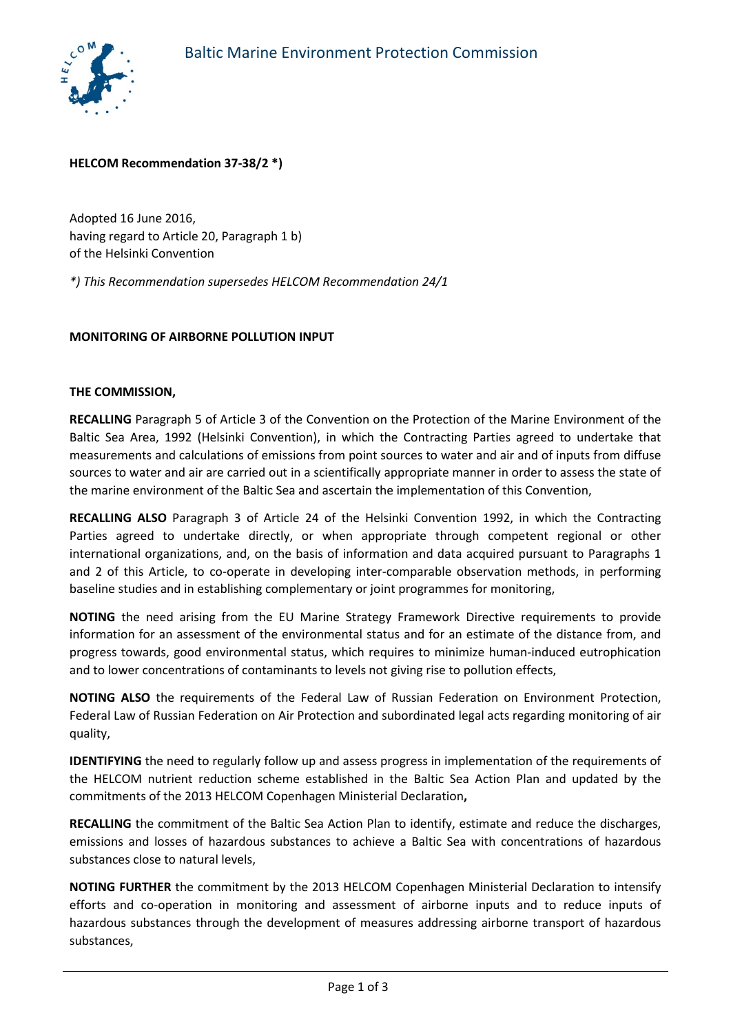Baltic Marine Environment Protection Commission

**HELCOM Recommendation 37-38/2 \*)**

Adopted 16 June 2016,
having regard to Article 20, Paragraph 1 b)
of the Helsinki Convention

*\*) This Recommendation supersedes HELCOM Recommendation 24/1*

**MONITORING OF AIRBORNE POLLUTION INPUT**

**THE COMMISSION,**

**RECALLING** Paragraph 5 of Article 3 of the Convention on the Protection of the Marine Environment of the Baltic Sea Area, 1992 (Helsinki Convention), in which the Contracting Parties agreed to undertake that measurements and calculations of emissions from point sources to water and air and of inputs from diffuse sources to water and air are carried out in a scientifically appropriate manner in order to assess the state of the marine environment of the Baltic Sea and ascertain the implementation of this Convention,

**RECALLING ALSO** Paragraph 3 of Article 24 of the Helsinki Convention 1992, in which the Contracting Parties agreed to undertake directly, or when appropriate through competent regional or other international organizations, and, on the basis of information and data acquired pursuant to Paragraphs 1 and 2 of this Article, to co-operate in developing inter-comparable observation methods, in performing baseline studies and in establishing complementary or joint programmes for monitoring,

**NOTING** the need arising from the EU Marine Strategy Framework Directive requirements to provide information for an assessment of the environmental status and for an estimate of the distance from, and progress towards, good environmental status, which requires to minimize human-induced eutrophication and to lower concentrations of contaminants to levels not giving rise to pollution effects,

**NOTING ALSO** the requirements of the Federal Law of Russian Federation on Environment Protection, Federal Law of Russian Federation on Air Protection and subordinated legal acts regarding monitoring of air quality,

**IDENTIFYING** the need to regularly follow up and assess progress in implementation of the requirements of the HELCOM nutrient reduction scheme established in the Baltic Sea Action Plan and updated by the commitments of the 2013 HELCOM Copenhagen Ministerial Declaration**,**

**RECALLING** the commitment of the Baltic Sea Action Plan to identify, estimate and reduce the discharges, emissions and losses of hazardous substances to achieve a Baltic Sea with concentrations of hazardous substances close to natural levels,

**NOTING FURTHER** the commitment by the 2013 HELCOM Copenhagen Ministerial Declaration to intensify efforts and co-operation in monitoring and assessment of airborne inputs and to reduce inputs of hazardous substances through the development of measures addressing airborne transport of hazardous substances,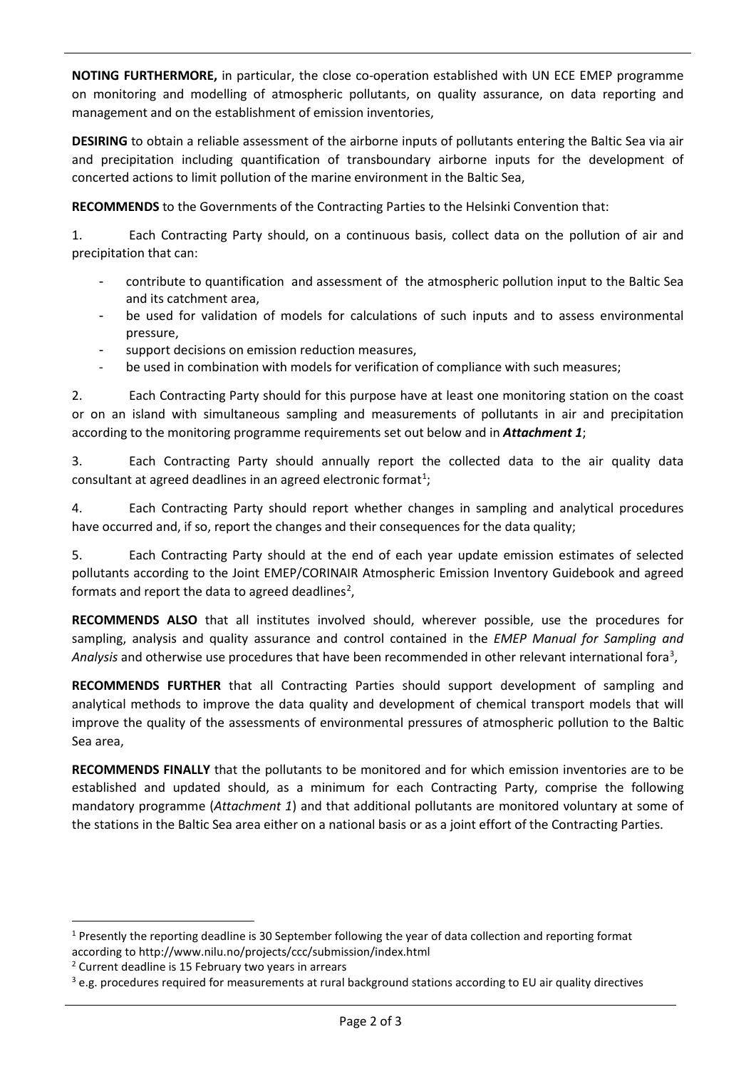**NOTING FURTHERMORE,** in particular, the close co-operation established with UN ECE EMEP programme on monitoring and modelling of atmospheric pollutants, on quality assurance, on data reporting and management and on the establishment of emission inventories,

**DESIRING** to obtain a reliable assessment of the airborne inputs of pollutants entering the Baltic Sea via air and precipitation including quantification of transboundary airborne inputs for the development of concerted actions to limit pollution of the marine environment in the Baltic Sea,

**RECOMMENDS** to the Governments of the Contracting Parties to the Helsinki Convention that:

1. Each Contracting Party should, on a continuous basis, collect data on the pollution of air and precipitation that can:

   - contribute to quantification and assessment of the atmospheric pollution input to the Baltic Sea and its catchment area,
   - be used for validation of models for calculations of such inputs and to assess environmental pressure,
   - support decisions on emission reduction measures,
   - be used in combination with models for verification of compliance with such measures;

2. Each Contracting Party should for this purpose have at least one monitoring station on the coast or on an island with simultaneous sampling and measurements of pollutants in air and precipitation according to the monitoring programme requirements set out below and in ***Attachment 1***;

3. Each Contracting Party should annually report the collected data to the air quality data consultant at agreed deadlines in an agreed electronic format[1];

4. Each Contracting Party should report whether changes in sampling and analytical procedures have occurred and, if so, report the changes and their consequences for the data quality;

5. Each Contracting Party should at the end of each year update emission estimates of selected pollutants according to the Joint EMEP/CORINAIR Atmospheric Emission Inventory Guidebook and agreed formats and report the data to agreed deadlines[2],

**RECOMMENDS ALSO** that all institutes involved should, wherever possible, use the procedures for sampling, analysis and quality assurance and control contained in the *EMEP Manual for Sampling and Analysis* and otherwise use procedures that have been recommended in other relevant international fora[3],

**RECOMMENDS FURTHER** that all Contracting Parties should support development of sampling and analytical methods to improve the data quality and development of chemical transport models that will improve the quality of the assessments of environmental pressures of atmospheric pollution to the Baltic Sea area,

**RECOMMENDS FINALLY** that the pollutants to be monitored and for which emission inventories are to be established and updated should, as a minimum for each Contracting Party, comprise the following mandatory programme (*Attachment 1*) and that additional pollutants are monitored voluntary at some of the stations in the Baltic Sea area either on a national basis or as a joint effort of the Contracting Parties.

---

[1] Presently the reporting deadline is 30 September following the year of data collection and reporting format according to http://www.nilu.no/projects/ccc/submission/index.html

[2] Current deadline is 15 February two years in arrears

[3] e.g. procedures required for measurements at rural background stations according to EU air quality directives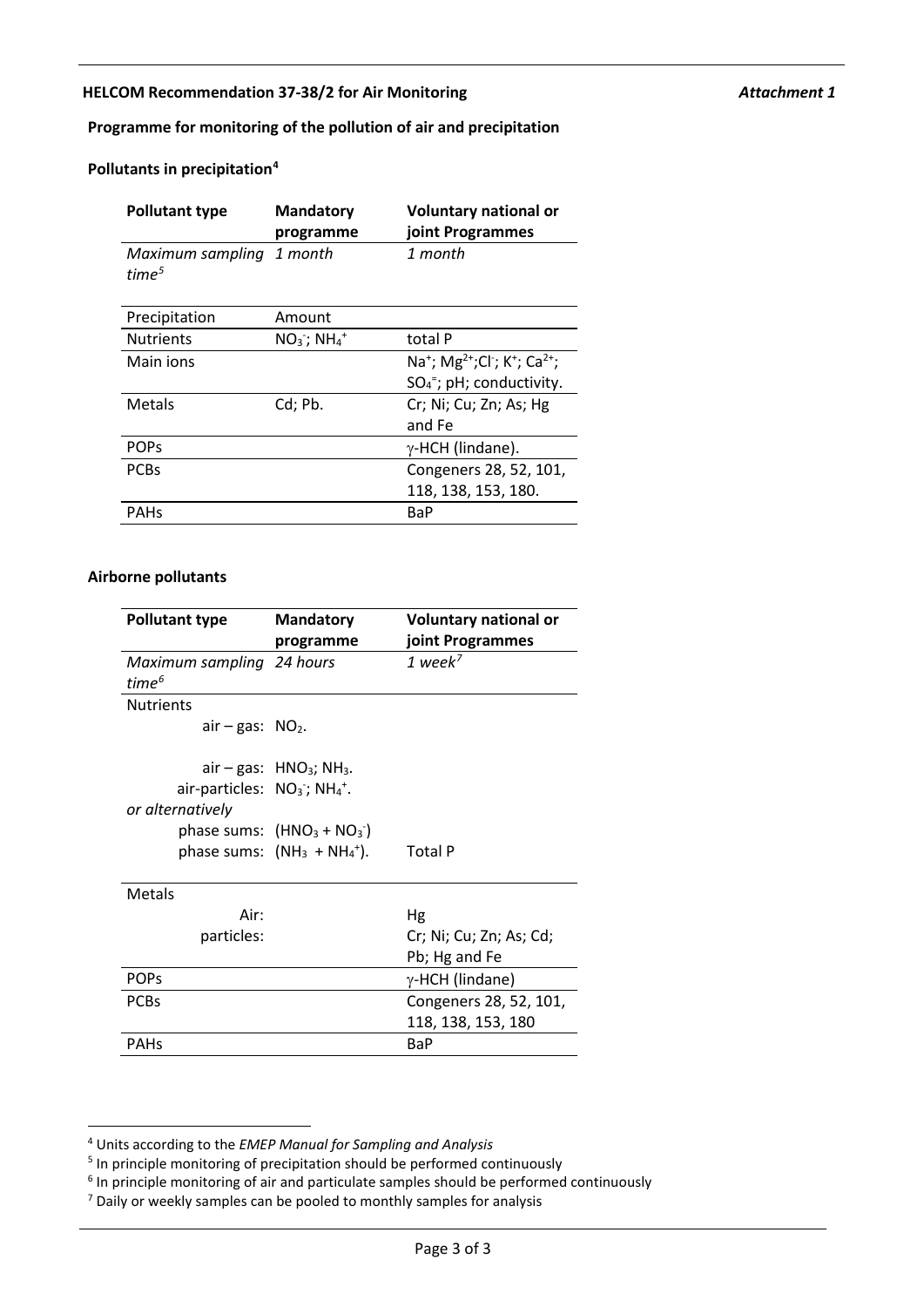**HELCOM Recommendation 37-38/2 for Air Monitoring** ***Attachment 1***

**Programme for monitoring of the pollution of air and precipitation**

**Pollutants in precipitation**[4]

| Pollutant type | Mandatory programme | Voluntary national or joint Programmes |
|---|---|---|
| *Maximum sampling time*[5] | *1 month* | *1 month* |
| Precipitation | Amount | |
| Nutrients | $NO_3^-$; $NH_4^+$ | total P |
| Main ions | | $Na^+$; $Mg^{2+}$;$Cl^-$; $K^+$; $Ca^{2+}$; $SO_4^=$; pH; conductivity. |
| Metals | Cd; Pb. | Cr; Ni; Cu; Zn; As; Hg and Fe |
| POPs | | $\gamma$-HCH (lindane). |
| PCBs | | Congeners 28, 52, 101, 118, 138, 153, 180. |
| PAHs | | BaP |

**Airborne pollutants**

| Pollutant type | Mandatory programme | Voluntary national or joint Programmes |
|---|---|---|
| *Maximum sampling time*[6] | *24 hours* | *1 week*[7] |
| Nutrients | | |
| air – gas: | $NO_2$. | |
| air – gas: | $HNO_3$; $NH_3$. | |
| air-particles: | $NO_3^-$; $NH_4^+$. | |
| *or alternatively* | | |
| phase sums: | ($HNO_3$ + $NO_3^-$) | |
| phase sums: | ($NH_3$ + $NH_4^+$). | Total P |
| Metals | | |
| Air: | | Hg |
| particles: | | Cr; Ni; Cu; Zn; As; Cd; Pb; Hg and Fe |
| POPs | | $\gamma$-HCH (lindane) |
| PCBs | | Congeners 28, 52, 101, 118, 138, 153, 180 |
| PAHs | | BaP |

---

[4] Units according to the *EMEP Manual for Sampling and Analysis*

[5] In principle monitoring of precipitation should be performed continuously

[6] In principle monitoring of air and particulate samples should be performed continuously

[7] Daily or weekly samples can be pooled to monthly samples for analysis